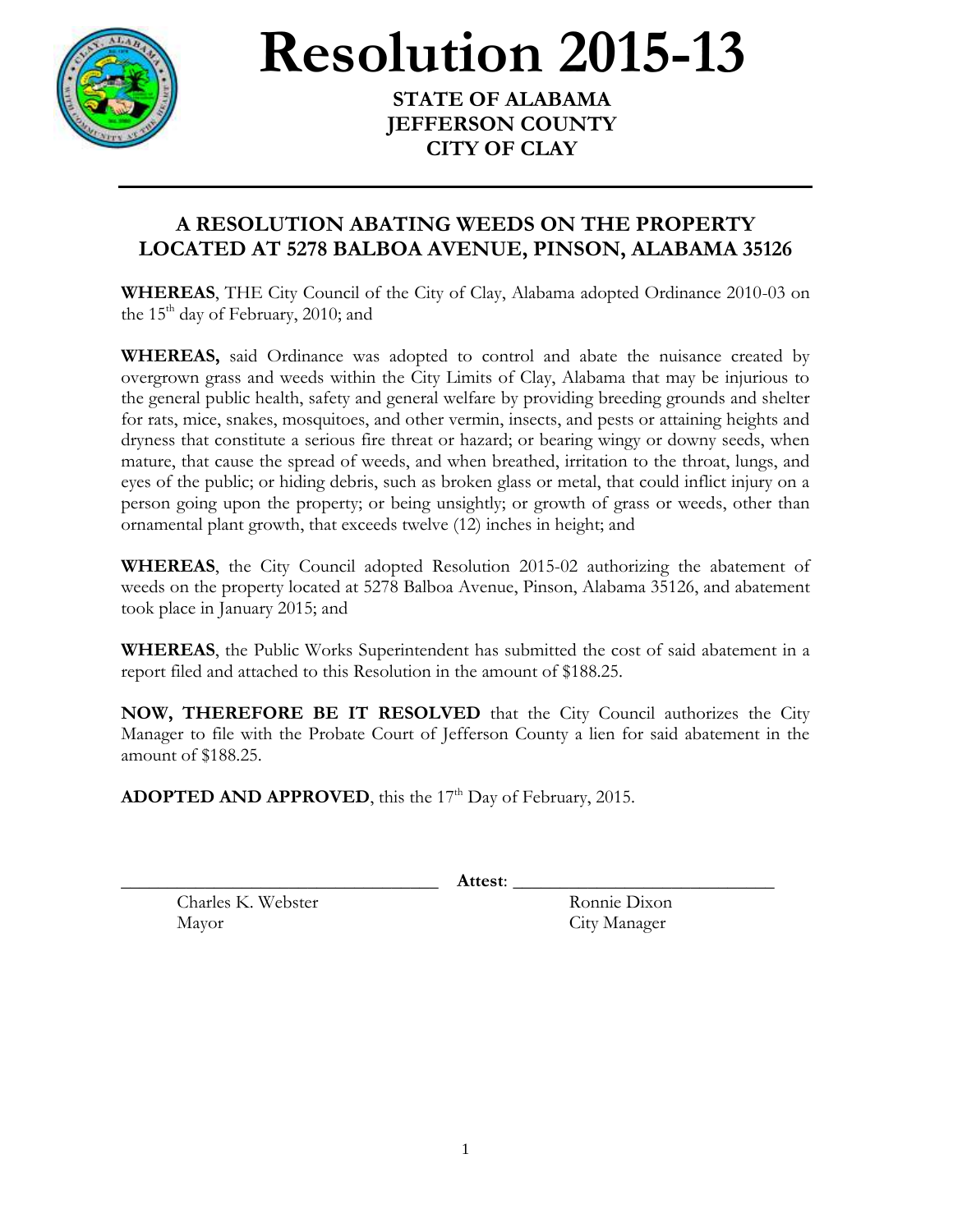# Resolution 2015-13

**STATE OF ALABAMA**
**JEFFERSON COUNTY**
**CITY OF CLAY**

---

## A RESOLUTION ABATING WEEDS ON THE PROPERTY LOCATED AT 5278 BALBOA AVENUE, PINSON, ALABAMA 35126

**WHEREAS**, THE City Council of the City of Clay, Alabama adopted Ordinance 2010-03 on the 15th day of February, 2010; and

**WHEREAS,** said Ordinance was adopted to control and abate the nuisance created by overgrown grass and weeds within the City Limits of Clay, Alabama that may be injurious to the general public health, safety and general welfare by providing breeding grounds and shelter for rats, mice, snakes, mosquitoes, and other vermin, insects, and pests or attaining heights and dryness that constitute a serious fire threat or hazard; or bearing wingy or downy seeds, when mature, that cause the spread of weeds, and when breathed, irritation to the throat, lungs, and eyes of the public; or hiding debris, such as broken glass or metal, that could inflict injury on a person going upon the property; or being unsightly; or growth of grass or weeds, other than ornamental plant growth, that exceeds twelve (12) inches in height; and

**WHEREAS**, the City Council adopted Resolution 2015-02 authorizing the abatement of weeds on the property located at 5278 Balboa Avenue, Pinson, Alabama 35126, and abatement took place in January 2015; and

**WHEREAS**, the Public Works Superintendent has submitted the cost of said abatement in a report filed and attached to this Resolution in the amount of $188.25.

**NOW, THEREFORE BE IT RESOLVED** that the City Council authorizes the City Manager to file with the Probate Court of Jefferson County a lien for said abatement in the amount of $188.25.

**ADOPTED AND APPROVED**, this the 17th Day of February, 2015.

\_\_\_\_\_\_\_\_\_\_\_\_\_\_\_\_\_\_\_\_\_\_\_\_\_\_\_\_\_\_\_\_ **Attest**: \_\_\_\_\_\_\_\_\_\_\_\_\_\_\_\_\_\_\_\_\_\_\_\_\_\_\_\_

Charles K. Webster
Mayor

Ronnie Dixon
City Manager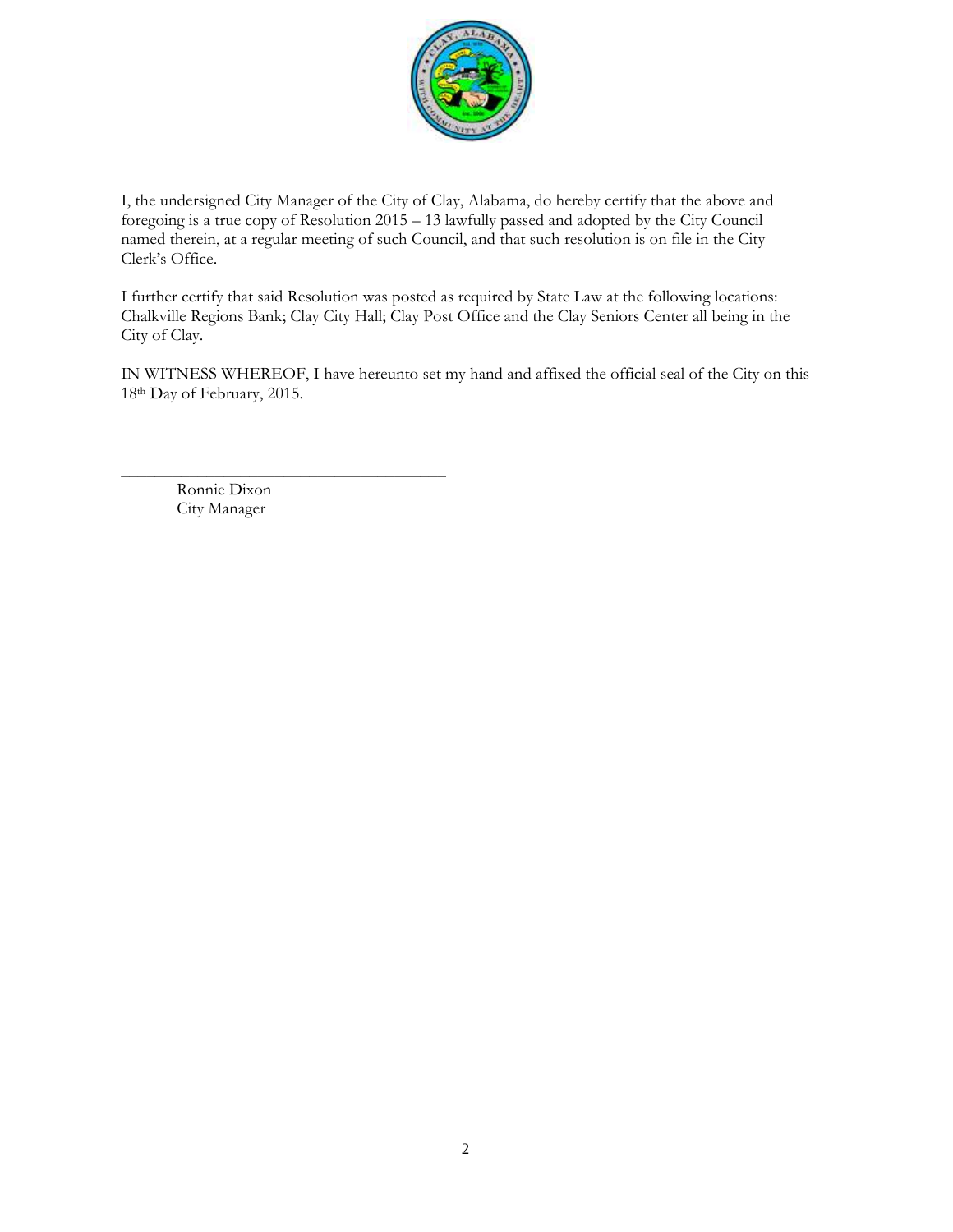I, the undersigned City Manager of the City of Clay, Alabama, do hereby certify that the above and foregoing is a true copy of Resolution 2015 – 13 lawfully passed and adopted by the City Council named therein, at a regular meeting of such Council, and that such resolution is on file in the City Clerk's Office.

I further certify that said Resolution was posted as required by State Law at the following locations: Chalkville Regions Bank; Clay City Hall; Clay Post Office and the Clay Seniors Center all being in the City of Clay.

IN WITNESS WHEREOF, I have hereunto set my hand and affixed the official seal of the City on this 18th Day of February, 2015.

\_\_\_\_\_\_\_\_\_\_\_\_\_\_\_\_\_\_\_\_\_\_\_\_\_\_\_\_\_\_\_\_\_\_\_\_\_\_\_\_

Ronnie Dixon
City Manager